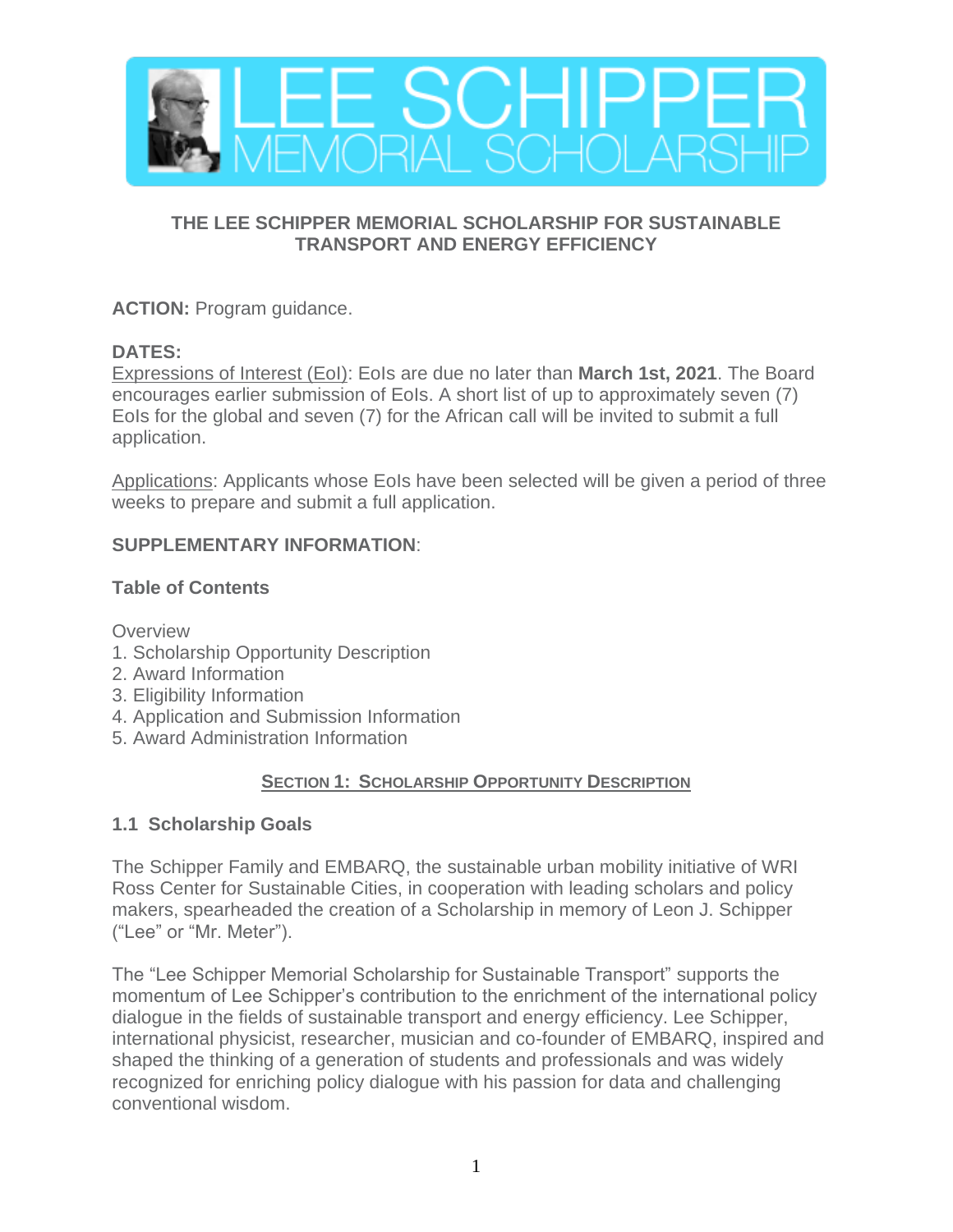# THE LEE SCHIPPER MEMORIAL SCHOLARSHIP FOR SUSTAINABLE TRANSPORT AND ENERGY EFFICIENCY

**ACTION:** Program guidance.

**DATES:**

Expressions of Interest (EoI): EoIs are due no later than **March 1st, 2021**. The Board encourages earlier submission of EoIs. A short list of up to approximately seven (7) EoIs for the global and seven (7) for the African call will be invited to submit a full application.

Applications: Applicants whose EoIs have been selected will be given a period of three weeks to prepare and submit a full application.

**SUPPLEMENTARY INFORMATION**:

**Table of Contents**

Overview
1. Scholarship Opportunity Description
2. Award Information
3. Eligibility Information
4. Application and Submission Information
5. Award Administration Information

## SECTION 1: SCHOLARSHIP OPPORTUNITY DESCRIPTION

### 1.1 Scholarship Goals

The Schipper Family and EMBARQ, the sustainable urban mobility initiative of WRI Ross Center for Sustainable Cities, in cooperation with leading scholars and policy makers, spearheaded the creation of a Scholarship in memory of Leon J. Schipper ("Lee" or "Mr. Meter").

The "Lee Schipper Memorial Scholarship for Sustainable Transport" supports the momentum of Lee Schipper's contribution to the enrichment of the international policy dialogue in the fields of sustainable transport and energy efficiency. Lee Schipper, international physicist, researcher, musician and co-founder of EMBARQ, inspired and shaped the thinking of a generation of students and professionals and was widely recognized for enriching policy dialogue with his passion for data and challenging conventional wisdom.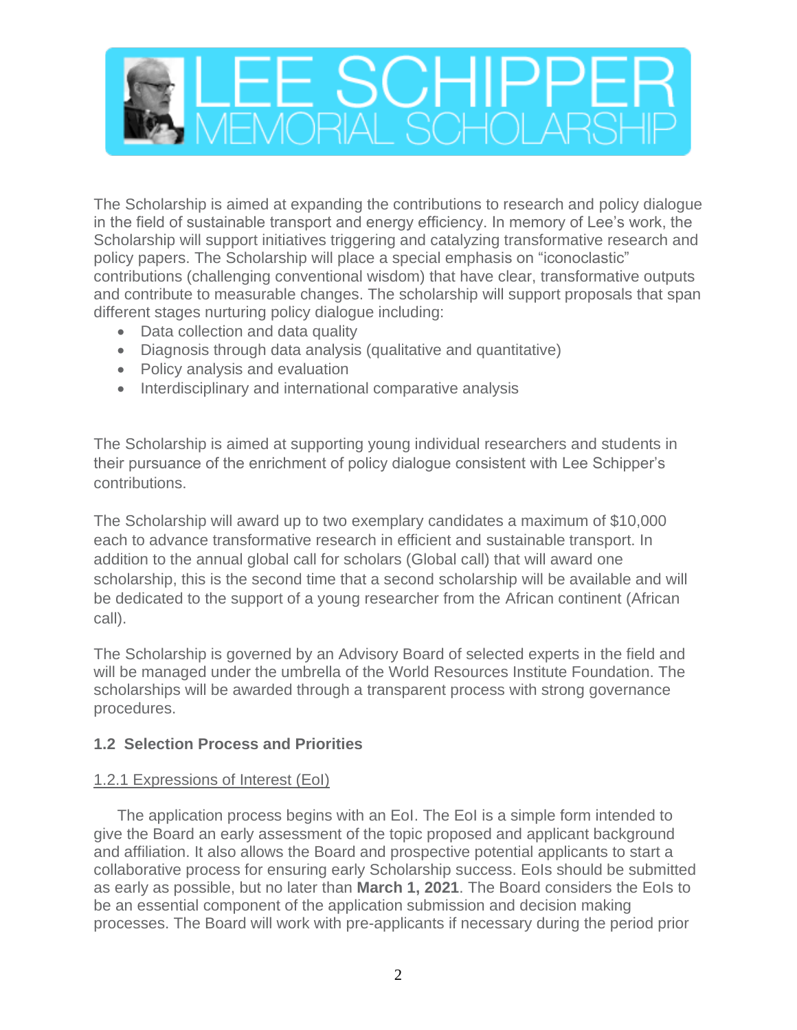# LEE SCHIPPER MEMORIAL SCHOLARSHIP

The Scholarship is aimed at expanding the contributions to research and policy dialogue in the field of sustainable transport and energy efficiency. In memory of Lee's work, the Scholarship will support initiatives triggering and catalyzing transformative research and policy papers. The Scholarship will place a special emphasis on "iconoclastic" contributions (challenging conventional wisdom) that have clear, transformative outputs and contribute to measurable changes. The scholarship will support proposals that span different stages nurturing policy dialogue including:

- Data collection and data quality
- Diagnosis through data analysis (qualitative and quantitative)
- Policy analysis and evaluation
- Interdisciplinary and international comparative analysis

The Scholarship is aimed at supporting young individual researchers and students in their pursuance of the enrichment of policy dialogue consistent with Lee Schipper's contributions.

The Scholarship will award up to two exemplary candidates a maximum of $10,000 each to advance transformative research in efficient and sustainable transport. In addition to the annual global call for scholars (Global call) that will award one scholarship, this is the second time that a second scholarship will be available and will be dedicated to the support of a young researcher from the African continent (African call).

The Scholarship is governed by an Advisory Board of selected experts in the field and will be managed under the umbrella of the World Resources Institute Foundation. The scholarships will be awarded through a transparent process with strong governance procedures.

### 1.2 Selection Process and Priorities

#### 1.2.1 Expressions of Interest (EoI)

The application process begins with an EoI. The EoI is a simple form intended to give the Board an early assessment of the topic proposed and applicant background and affiliation. It also allows the Board and prospective potential applicants to start a collaborative process for ensuring early Scholarship success. EoIs should be submitted as early as possible, but no later than **March 1, 2021**. The Board considers the EoIs to be an essential component of the application submission and decision making processes. The Board will work with pre-applicants if necessary during the period prior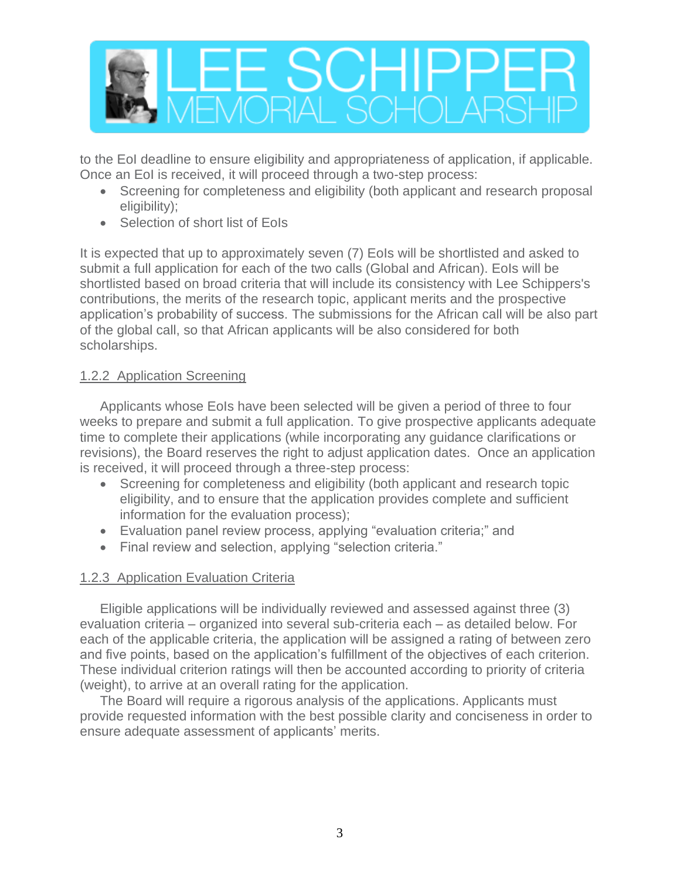to the EoI deadline to ensure eligibility and appropriateness of application, if applicable. Once an EoI is received, it will proceed through a two-step process:

- Screening for completeness and eligibility (both applicant and research proposal eligibility);
- Selection of short list of EoIs

It is expected that up to approximately seven (7) EoIs will be shortlisted and asked to submit a full application for each of the two calls (Global and African). EoIs will be shortlisted based on broad criteria that will include its consistency with Lee Schippers's contributions, the merits of the research topic, applicant merits and the prospective application's probability of success. The submissions for the African call will be also part of the global call, so that African applicants will be also considered for both scholarships.

### 1.2.2 Application Screening

Applicants whose EoIs have been selected will be given a period of three to four weeks to prepare and submit a full application. To give prospective applicants adequate time to complete their applications (while incorporating any guidance clarifications or revisions), the Board reserves the right to adjust application dates. Once an application is received, it will proceed through a three-step process:

- Screening for completeness and eligibility (both applicant and research topic eligibility, and to ensure that the application provides complete and sufficient information for the evaluation process);
- Evaluation panel review process, applying "evaluation criteria;" and
- Final review and selection, applying "selection criteria."

### 1.2.3 Application Evaluation Criteria

Eligible applications will be individually reviewed and assessed against three (3) evaluation criteria – organized into several sub-criteria each – as detailed below. For each of the applicable criteria, the application will be assigned a rating of between zero and five points, based on the application's fulfillment of the objectives of each criterion. These individual criterion ratings will then be accounted according to priority of criteria (weight), to arrive at an overall rating for the application.

The Board will require a rigorous analysis of the applications. Applicants must provide requested information with the best possible clarity and conciseness in order to ensure adequate assessment of applicants' merits.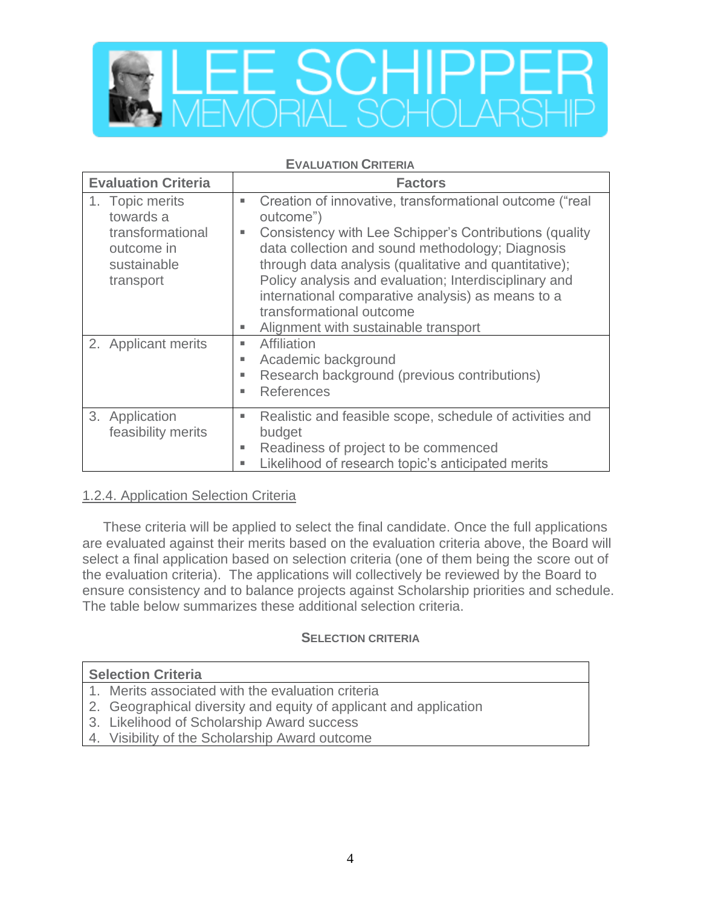**Evaluation Criteria**

| Evaluation Criteria | Factors |
|---|---|
| 1. Topic merits towards a transformational outcome in sustainable transport | ▪ Creation of innovative, transformational outcome ("real outcome") ▪ Consistency with Lee Schipper's Contributions (quality data collection and sound methodology; Diagnosis through data analysis (qualitative and quantitative); Policy analysis and evaluation; Interdisciplinary and international comparative analysis) as means to a transformational outcome ▪ Alignment with sustainable transport |
| 2. Applicant merits | ▪ Affiliation ▪ Academic background ▪ Research background (previous contributions) ▪ References |
| 3. Application feasibility merits | ▪ Realistic and feasible scope, schedule of activities and budget ▪ Readiness of project to be commenced ▪ Likelihood of research topic's anticipated merits |

## 1.2.4. Application Selection Criteria

These criteria will be applied to select the final candidate. Once the full applications are evaluated against their merits based on the evaluation criteria above, the Board will select a final application based on selection criteria (one of them being the score out of the evaluation criteria). The applications will collectively be reviewed by the Board to ensure consistency and to balance projects against Scholarship priorities and schedule. The table below summarizes these additional selection criteria.

**Selection criteria**

| Selection Criteria |
|---|
| 1. Merits associated with the evaluation criteria |
| 2. Geographical diversity and equity of applicant and application |
| 3. Likelihood of Scholarship Award success |
| 4. Visibility of the Scholarship Award outcome |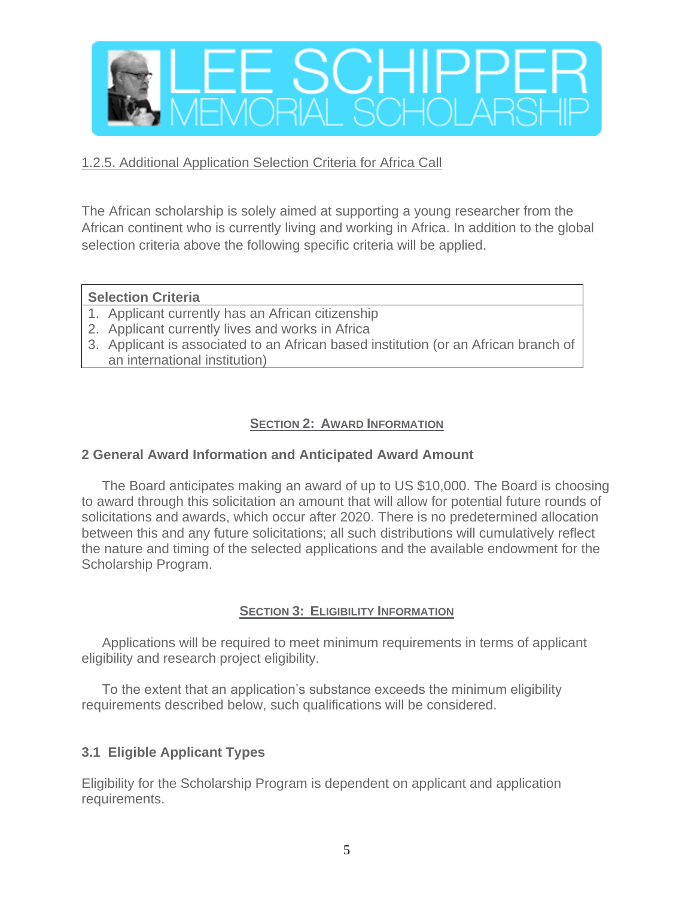1.2.5. Additional Application Selection Criteria for Africa Call

The African scholarship is solely aimed at supporting a young researcher from the African continent who is currently living and working in Africa. In addition to the global selection criteria above the following specific criteria will be applied.

| Selection Criteria |
| --- |
| 1. Applicant currently has an African citizenship |
| 2. Applicant currently lives and works in Africa |
| 3. Applicant is associated to an African based institution (or an African branch of an international institution) |

## SECTION 2: AWARD INFORMATION

### 2 General Award Information and Anticipated Award Amount

The Board anticipates making an award of up to US $10,000. The Board is choosing to award through this solicitation an amount that will allow for potential future rounds of solicitations and awards, which occur after 2020. There is no predetermined allocation between this and any future solicitations; all such distributions will cumulatively reflect the nature and timing of the selected applications and the available endowment for the Scholarship Program.

## SECTION 3: ELIGIBILITY INFORMATION

Applications will be required to meet minimum requirements in terms of applicant eligibility and research project eligibility.

To the extent that an application's substance exceeds the minimum eligibility requirements described below, such qualifications will be considered.

### 3.1 Eligible Applicant Types

Eligibility for the Scholarship Program is dependent on applicant and application requirements.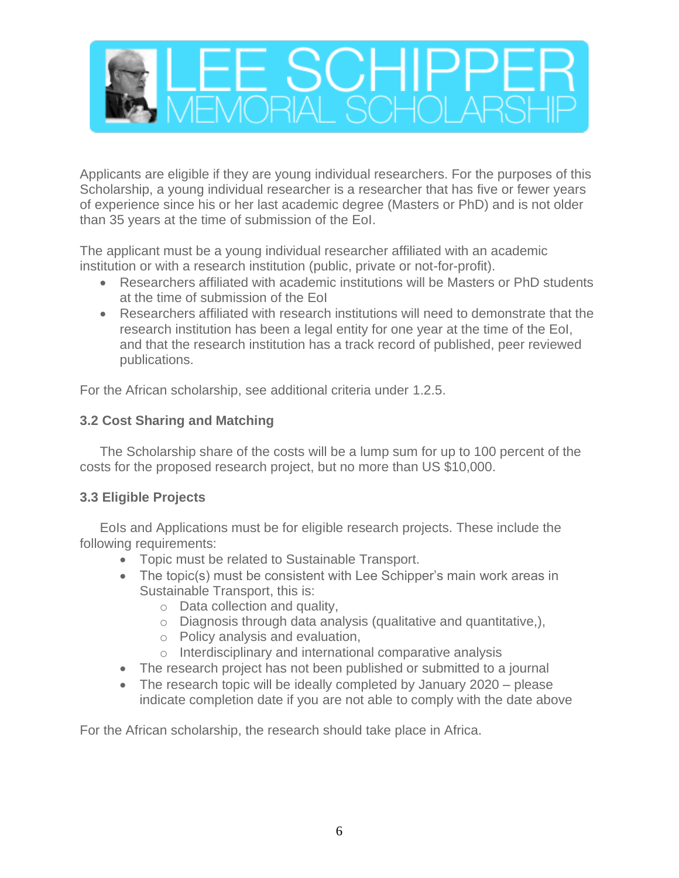Applicants are eligible if they are young individual researchers. For the purposes of this Scholarship, a young individual researcher is a researcher that has five or fewer years of experience since his or her last academic degree (Masters or PhD) and is not older than 35 years at the time of submission of the EoI.

The applicant must be a young individual researcher affiliated with an academic institution or with a research institution (public, private or not-for-profit).

- Researchers affiliated with academic institutions will be Masters or PhD students at the time of submission of the EoI
- Researchers affiliated with research institutions will need to demonstrate that the research institution has been a legal entity for one year at the time of the EoI, and that the research institution has a track record of published, peer reviewed publications.

For the African scholarship, see additional criteria under 1.2.5.

### 3.2 Cost Sharing and Matching

The Scholarship share of the costs will be a lump sum for up to 100 percent of the costs for the proposed research project, but no more than US $10,000.

### 3.3 Eligible Projects

EoIs and Applications must be for eligible research projects. These include the following requirements:

- Topic must be related to Sustainable Transport.
- The topic(s) must be consistent with Lee Schipper's main work areas in Sustainable Transport, this is:
  - Data collection and quality,
  - Diagnosis through data analysis (qualitative and quantitative,),
  - Policy analysis and evaluation,
  - Interdisciplinary and international comparative analysis
- The research project has not been published or submitted to a journal
- The research topic will be ideally completed by January 2020 – please indicate completion date if you are not able to comply with the date above

For the African scholarship, the research should take place in Africa.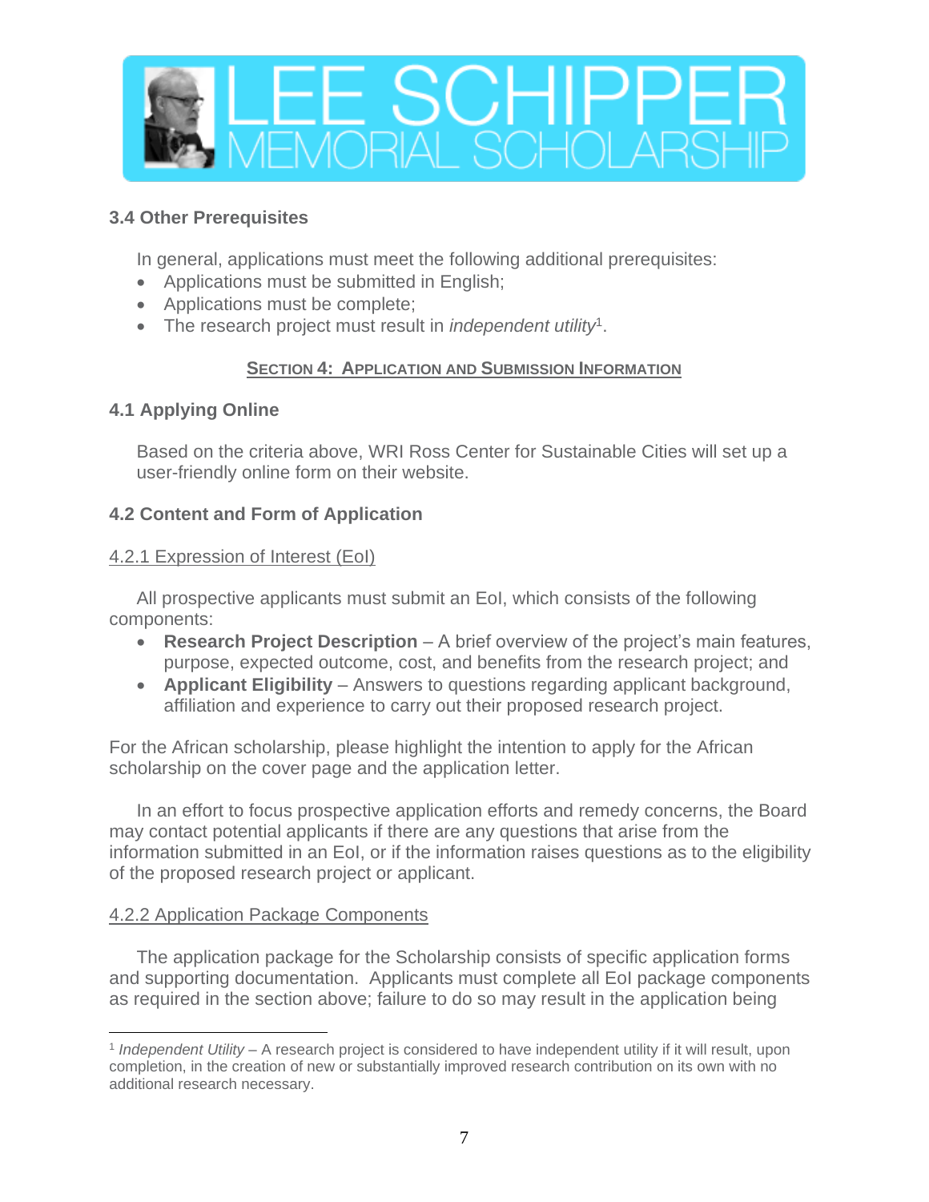### 3.4 Other Prerequisites

In general, applications must meet the following additional prerequisites:

- Applications must be submitted in English;
- Applications must be complete;
- The research project must result in *independent utility*[1].

## SECTION 4: APPLICATION AND SUBMISSION INFORMATION

### 4.1 Applying Online

Based on the criteria above, WRI Ross Center for Sustainable Cities will set up a user-friendly online form on their website.

### 4.2 Content and Form of Application

#### 4.2.1 Expression of Interest (EoI)

All prospective applicants must submit an EoI, which consists of the following components:

- **Research Project Description** – A brief overview of the project's main features, purpose, expected outcome, cost, and benefits from the research project; and
- **Applicant Eligibility** – Answers to questions regarding applicant background, affiliation and experience to carry out their proposed research project.

For the African scholarship, please highlight the intention to apply for the African scholarship on the cover page and the application letter.

In an effort to focus prospective application efforts and remedy concerns, the Board may contact potential applicants if there are any questions that arise from the information submitted in an EoI, or if the information raises questions as to the eligibility of the proposed research project or applicant.

#### 4.2.2 Application Package Components

The application package for the Scholarship consists of specific application forms and supporting documentation. Applicants must complete all EoI package components as required in the section above; failure to do so may result in the application being

---

[1] *Independent Utility* – A research project is considered to have independent utility if it will result, upon completion, in the creation of new or substantially improved research contribution on its own with no additional research necessary.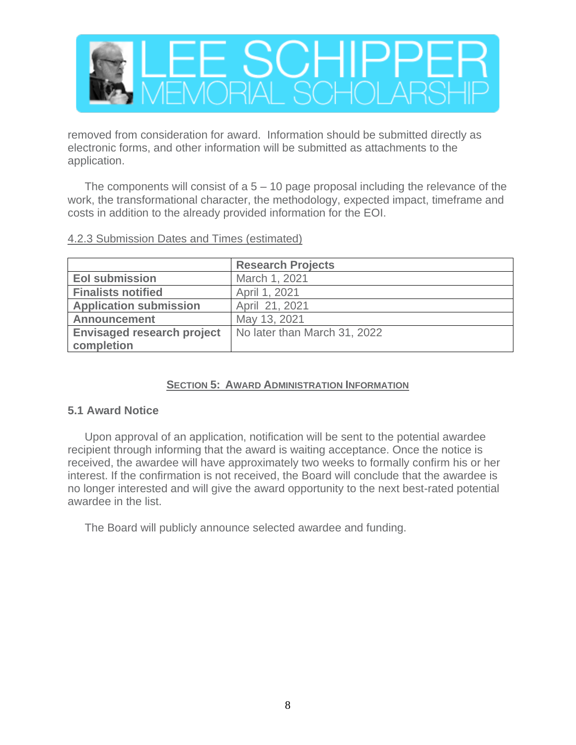removed from consideration for award. Information should be submitted directly as electronic forms, and other information will be submitted as attachments to the application.

The components will consist of a 5 – 10 page proposal including the relevance of the work, the transformational character, the methodology, expected impact, timeframe and costs in addition to the already provided information for the EOI.

4.2.3 Submission Dates and Times (estimated)

| | **Research Projects** |
|---|---|
| **EoI submission** | March 1, 2021 |
| **Finalists notified** | April 1, 2021 |
| **Application submission** | April 21, 2021 |
| **Announcement** | May 13, 2021 |
| **Envisaged research project completion** | No later than March 31, 2022 |

## SECTION 5: AWARD ADMINISTRATION INFORMATION

### 5.1 Award Notice

Upon approval of an application, notification will be sent to the potential awardee recipient through informing that the award is waiting acceptance. Once the notice is received, the awardee will have approximately two weeks to formally confirm his or her interest. If the confirmation is not received, the Board will conclude that the awardee is no longer interested and will give the award opportunity to the next best-rated potential awardee in the list.

The Board will publicly announce selected awardee and funding.